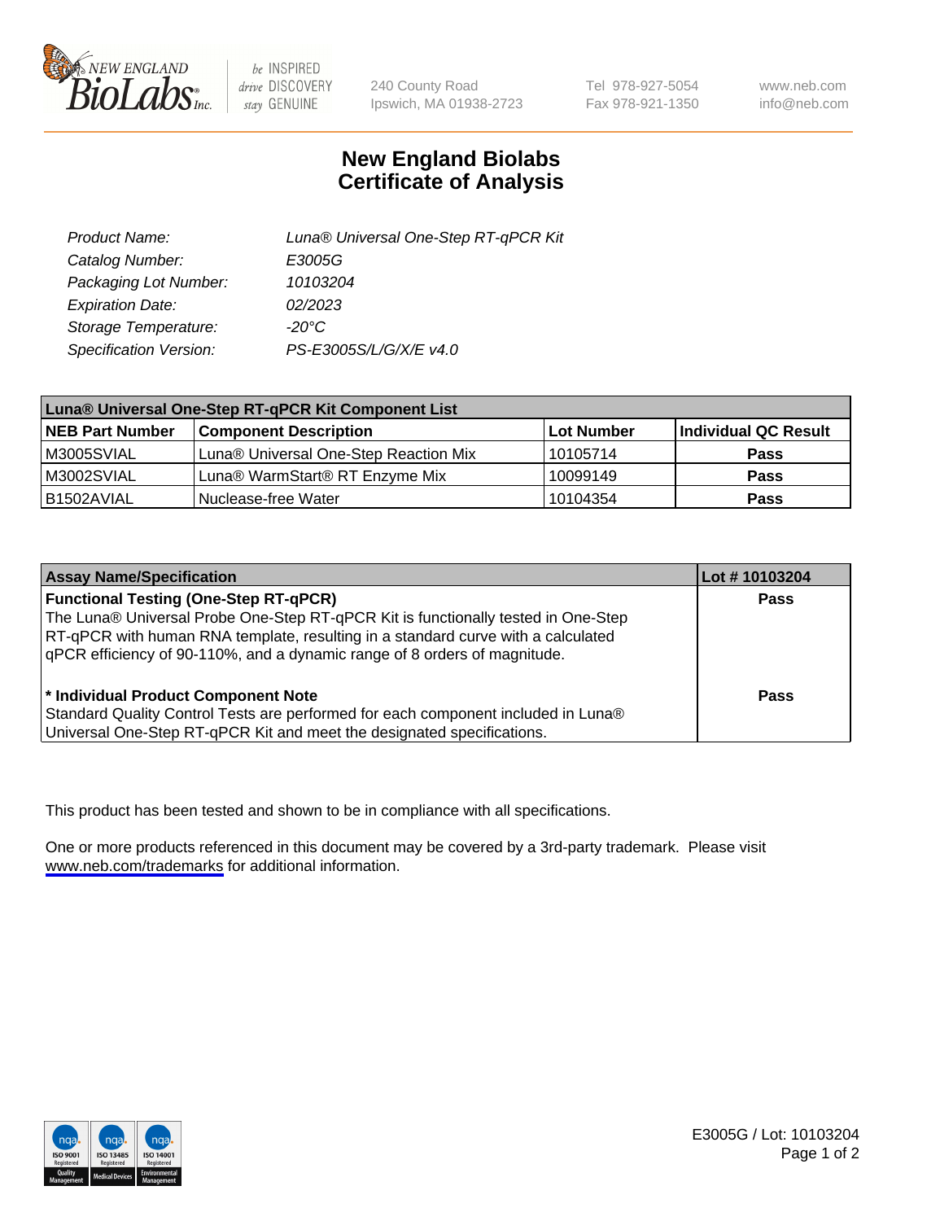# New England Biolabs Certificate of Analysis

| | |
|---|---|
| Product Name: | Luna® Universal One-Step RT-qPCR Kit |
| Catalog Number: | E3005G |
| Packaging Lot Number: | 10103204 |
| Expiration Date: | 02/2023 |
| Storage Temperature: | -20°C |
| Specification Version: | PS-E3005S/L/G/X/E v4.0 |

| Luna® Universal One-Step RT-qPCR Kit Component List | | | |
|---|---|---|---|
| **NEB Part Number** | **Component Description** | **Lot Number** | **Individual QC Result** |
| M3005SVIAL | Luna® Universal One-Step Reaction Mix | 10105714 | **Pass** |
| M3002SVIAL | Luna® WarmStart® RT Enzyme Mix | 10099149 | **Pass** |
| B1502AVIAL | Nuclease-free Water | 10104354 | **Pass** |

| Assay Name/Specification | Lot # 10103204 |
|---|---|
| **Functional Testing (One-Step RT-qPCR)**<br>The Luna® Universal Probe One-Step RT-qPCR Kit is functionally tested in One-Step RT-qPCR with human RNA template, resulting in a standard curve with a calculated qPCR efficiency of 90-110%, and a dynamic range of 8 orders of magnitude. | **Pass** |
| **\* Individual Product Component Note**<br>Standard Quality Control Tests are performed for each component included in Luna® Universal One-Step RT-qPCR Kit and meet the designated specifications. | **Pass** |

This product has been tested and shown to be in compliance with all specifications.

One or more products referenced in this document may be covered by a 3rd-party trademark. Please visit www.neb.com/trademarks for additional information.

E3005G / Lot: 10103204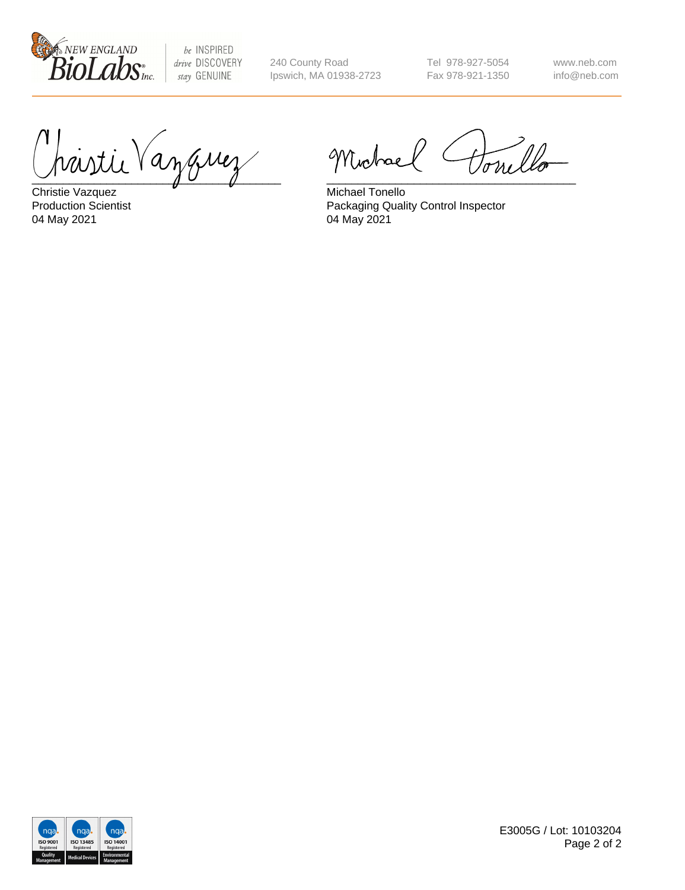NEW ENGLAND BioLabs Inc.

be INSPIRED
drive DISCOVERY
stay GENUINE

240 County Road
Ipswich, MA 01938-2723

Tel 978-927-5054
Fax 978-921-1350

www.neb.com
info@neb.com

Christie Vazquez
Production Scientist
04 May 2021

Michael Tonello
Packaging Quality Control Inspector
04 May 2021

E3005G / Lot: 10103204